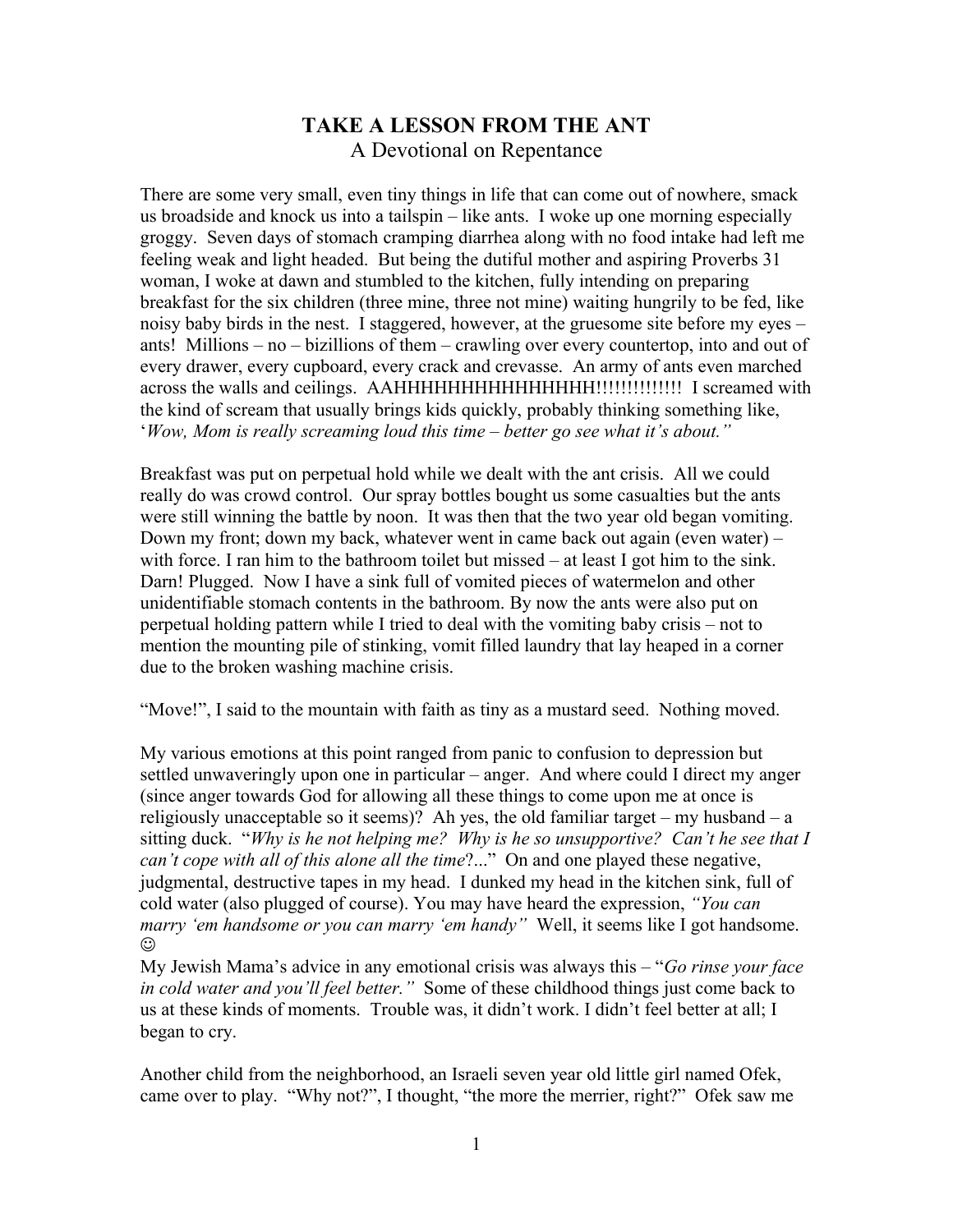# TAKE A LESSON FROM THE ANT

A Devotional on Repentance

There are some very small, even tiny things in life that can come out of nowhere, smack us broadside and knock us into a tailspin – like ants. I woke up one morning especially groggy. Seven days of stomach cramping diarrhea along with no food intake had left me feeling weak and light headed. But being the dutiful mother and aspiring Proverbs 31 woman, I woke at dawn and stumbled to the kitchen, fully intending on preparing breakfast for the six children (three mine, three not mine) waiting hungrily to be fed, like noisy baby birds in the nest. I staggered, however, at the gruesome site before my eyes – ants! Millions – no – bizillions of them – crawling over every countertop, into and out of every drawer, every cupboard, every crack and crevasse. An army of ants even marched across the walls and ceilings. AAHHHHHHHHHHHHHHH!!!!!!!!!!!!! I screamed with the kind of scream that usually brings kids quickly, probably thinking something like, '*Wow, Mom is really screaming loud this time – better go see what it's about."*

Breakfast was put on perpetual hold while we dealt with the ant crisis. All we could really do was crowd control. Our spray bottles bought us some casualties but the ants were still winning the battle by noon. It was then that the two year old began vomiting. Down my front; down my back, whatever went in came back out again (even water) – with force. I ran him to the bathroom toilet but missed – at least I got him to the sink. Darn! Plugged. Now I have a sink full of vomited pieces of watermelon and other unidentifiable stomach contents in the bathroom. By now the ants were also put on perpetual holding pattern while I tried to deal with the vomiting baby crisis – not to mention the mounting pile of stinking, vomit filled laundry that lay heaped in a corner due to the broken washing machine crisis.

"Move!", I said to the mountain with faith as tiny as a mustard seed. Nothing moved.

My various emotions at this point ranged from panic to confusion to depression but settled unwaveringly upon one in particular – anger. And where could I direct my anger (since anger towards God for allowing all these things to come upon me at once is religiously unacceptable so it seems)? Ah yes, the old familiar target – my husband – a sitting duck. "*Why is he not helping me? Why is he so unsupportive? Can't he see that I can't cope with all of this alone all the time*?..." On and one played these negative, judgmental, destructive tapes in my head. I dunked my head in the kitchen sink, full of cold water (also plugged of course). You may have heard the expression, *"You can marry 'em handsome or you can marry 'em handy"* Well, it seems like I got handsome. ☺

My Jewish Mama's advice in any emotional crisis was always this – "*Go rinse your face in cold water and you'll feel better."* Some of these childhood things just come back to us at these kinds of moments. Trouble was, it didn't work. I didn't feel better at all; I began to cry.

Another child from the neighborhood, an Israeli seven year old little girl named Ofek, came over to play. "Why not?", I thought, "the more the merrier, right?" Ofek saw me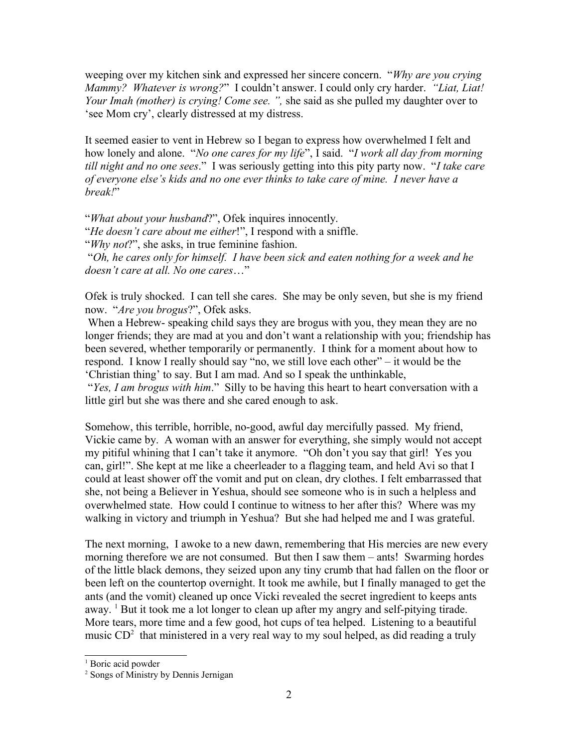weeping over my kitchen sink and expressed her sincere concern. "*Why are you crying Mammy? Whatever is wrong?*" I couldn't answer. I could only cry harder. *"Liat, Liat! Your Imah (mother) is crying! Come see. ",* she said as she pulled my daughter over to 'see Mom cry', clearly distressed at my distress.

It seemed easier to vent in Hebrew so I began to express how overwhelmed I felt and how lonely and alone. "*No one cares for my life*", I said. "*I work all day from morning till night and no one sees*." I was seriously getting into this pity party now. "*I take care of everyone else's kids and no one ever thinks to take care of mine. I never have a break!*"

"*What about your husband*?", Ofek inquires innocently.
"*He doesn't care about me either*!", I respond with a sniffle.
"*Why not*?", she asks, in true feminine fashion.
"*Oh, he cares only for himself. I have been sick and eaten nothing for a week and he doesn't care at all. No one cares*…"

Ofek is truly shocked. I can tell she cares. She may be only seven, but she is my friend now. "*Are you brogus*?", Ofek asks.
When a Hebrew- speaking child says they are brogus with you, they mean they are no longer friends; they are mad at you and don't want a relationship with you; friendship has been severed, whether temporarily or permanently. I think for a moment about how to respond. I know I really should say "no, we still love each other" – it would be the 'Christian thing' to say. But I am mad. And so I speak the unthinkable,
"*Yes, I am brogus with him*." Silly to be having this heart to heart conversation with a little girl but she was there and she cared enough to ask.

Somehow, this terrible, horrible, no-good, awful day mercifully passed. My friend, Vickie came by. A woman with an answer for everything, she simply would not accept my pitiful whining that I can't take it anymore. "Oh don't you say that girl! Yes you can, girl!". She kept at me like a cheerleader to a flagging team, and held Avi so that I could at least shower off the vomit and put on clean, dry clothes. I felt embarrassed that she, not being a Believer in Yeshua, should see someone who is in such a helpless and overwhelmed state. How could I continue to witness to her after this? Where was my walking in victory and triumph in Yeshua? But she had helped me and I was grateful.

The next morning, I awoke to a new dawn, remembering that His mercies are new every morning therefore we are not consumed. But then I saw them – ants! Swarming hordes of the little black demons, they seized upon any tiny crumb that had fallen on the floor or been left on the countertop overnight. It took me awhile, but I finally managed to get the ants (and the vomit) cleaned up once Vicki revealed the secret ingredient to keeps ants away. [1] But it took me a lot longer to clean up after my angry and self-pitying tirade. More tears, more time and a few good, hot cups of tea helped. Listening to a beautiful music CD[2] that ministered in a very real way to my soul helped, as did reading a truly

---

[1] Boric acid powder
[2] Songs of Ministry by Dennis Jernigan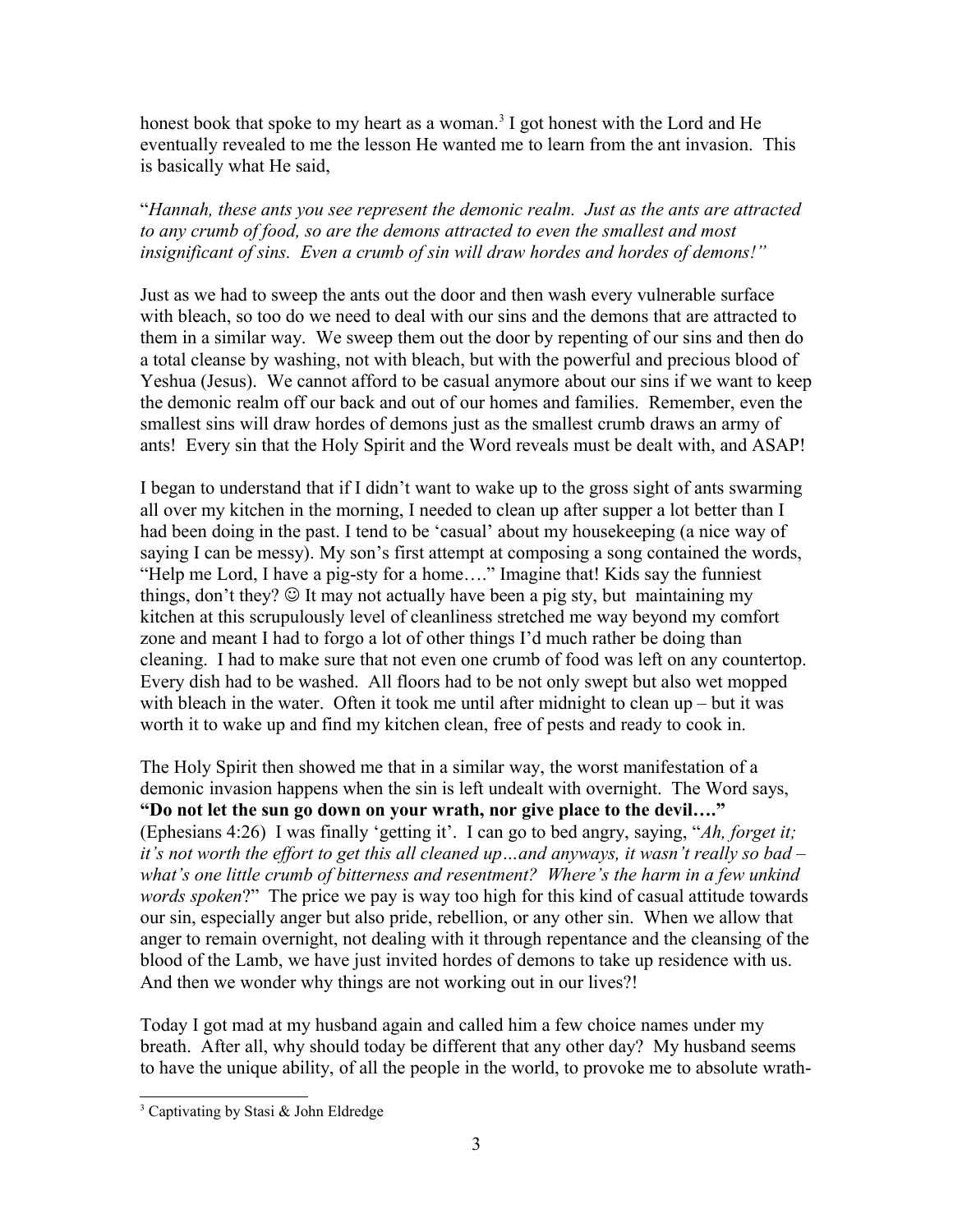honest book that spoke to my heart as a woman.[3] I got honest with the Lord and He eventually revealed to me the lesson He wanted me to learn from the ant invasion. This is basically what He said,

"*Hannah, these ants you see represent the demonic realm. Just as the ants are attracted to any crumb of food, so are the demons attracted to even the smallest and most insignificant of sins. Even a crumb of sin will draw hordes and hordes of demons!"*

Just as we had to sweep the ants out the door and then wash every vulnerable surface with bleach, so too do we need to deal with our sins and the demons that are attracted to them in a similar way. We sweep them out the door by repenting of our sins and then do a total cleanse by washing, not with bleach, but with the powerful and precious blood of Yeshua (Jesus). We cannot afford to be casual anymore about our sins if we want to keep the demonic realm off our back and out of our homes and families. Remember, even the smallest sins will draw hordes of demons just as the smallest crumb draws an army of ants! Every sin that the Holy Spirit and the Word reveals must be dealt with, and ASAP!

I began to understand that if I didn't want to wake up to the gross sight of ants swarming all over my kitchen in the morning, I needed to clean up after supper a lot better than I had been doing in the past. I tend to be 'casual' about my housekeeping (a nice way of saying I can be messy). My son's first attempt at composing a song contained the words, "Help me Lord, I have a pig-sty for a home…." Imagine that! Kids say the funniest things, don't they? ☺ It may not actually have been a pig sty, but maintaining my kitchen at this scrupulously level of cleanliness stretched me way beyond my comfort zone and meant I had to forgo a lot of other things I'd much rather be doing than cleaning. I had to make sure that not even one crumb of food was left on any countertop. Every dish had to be washed. All floors had to be not only swept but also wet mopped with bleach in the water. Often it took me until after midnight to clean up – but it was worth it to wake up and find my kitchen clean, free of pests and ready to cook in.

The Holy Spirit then showed me that in a similar way, the worst manifestation of a demonic invasion happens when the sin is left undealt with overnight. The Word says, **"Do not let the sun go down on your wrath, nor give place to the devil…."** (Ephesians 4:26) I was finally 'getting it'. I can go to bed angry, saying, "*Ah, forget it; it's not worth the effort to get this all cleaned up…and anyways, it wasn't really so bad – what's one little crumb of bitterness and resentment? Where's the harm in a few unkind words spoken*?" The price we pay is way too high for this kind of casual attitude towards our sin, especially anger but also pride, rebellion, or any other sin. When we allow that anger to remain overnight, not dealing with it through repentance and the cleansing of the blood of the Lamb, we have just invited hordes of demons to take up residence with us. And then we wonder why things are not working out in our lives?!

Today I got mad at my husband again and called him a few choice names under my breath. After all, why should today be different that any other day? My husband seems to have the unique ability, of all the people in the world, to provoke me to absolute wrath-

[3] Captivating by Stasi & John Eldredge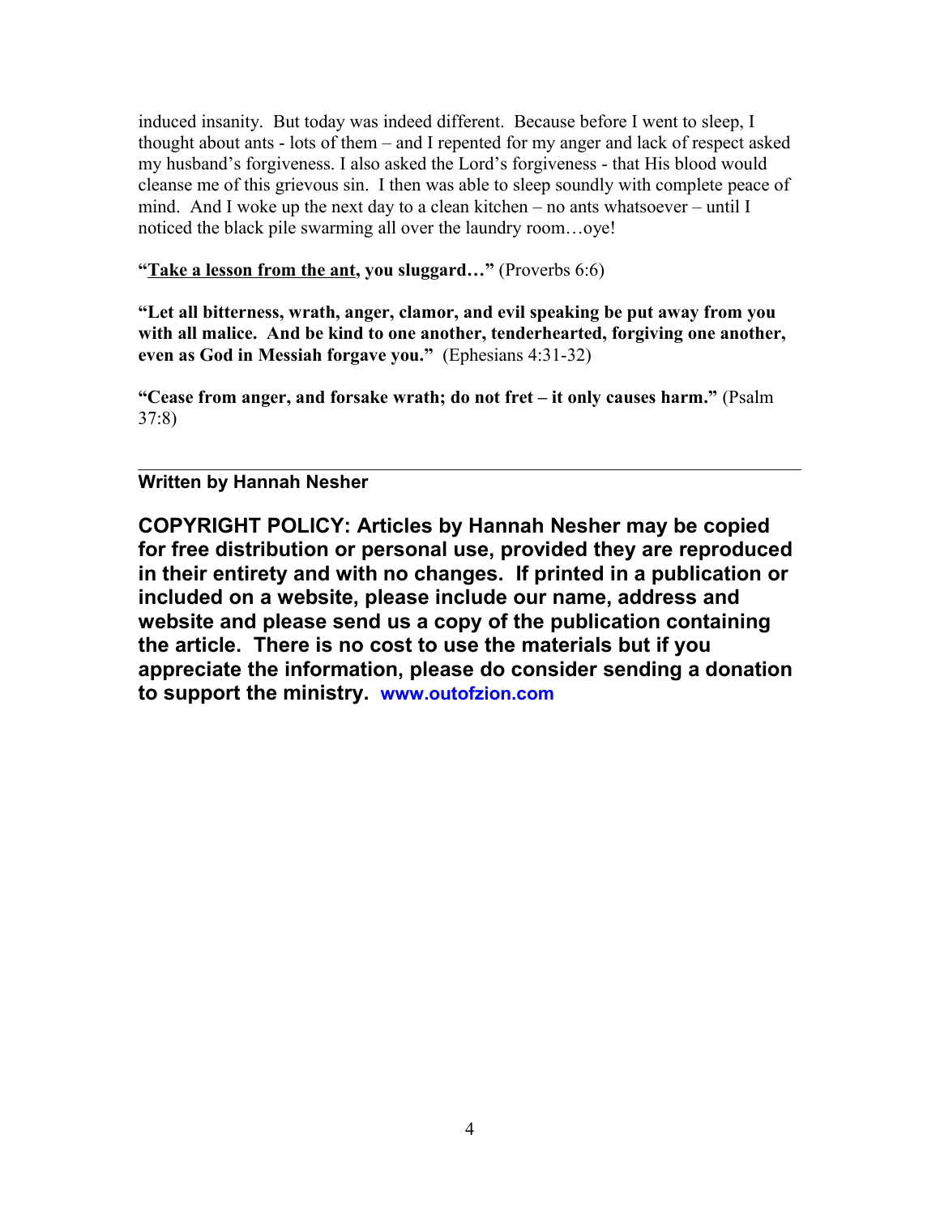induced insanity. But today was indeed different. Because before I went to sleep, I thought about ants - lots of them – and I repented for my anger and lack of respect asked my husband's forgiveness. I also asked the Lord's forgiveness - that His blood would cleanse me of this grievous sin. I then was able to sleep soundly with complete peace of mind. And I woke up the next day to a clean kitchen – no ants whatsoever – until I noticed the black pile swarming all over the laundry room…oye!

**"<u>Take a lesson from the ant</u>, you sluggard…"** (Proverbs 6:6)

**"Let all bitterness, wrath, anger, clamor, and evil speaking be put away from you with all malice. And be kind to one another, tenderhearted, forgiving one another, even as God in Messiah forgave you."** (Ephesians 4:31-32)

**"Cease from anger, and forsake wrath; do not fret – it only causes harm."** (Psalm 37:8)

---

**Written by Hannah Nesher**

**COPYRIGHT POLICY: Articles by Hannah Nesher may be copied for free distribution or personal use, provided they are reproduced in their entirety and with no changes. If printed in a publication or included on a website, please include our name, address and website and please send us a copy of the publication containing the article. There is no cost to use the materials but if you appreciate the information, please do consider sending a donation to support the ministry. www.outofzion.com**